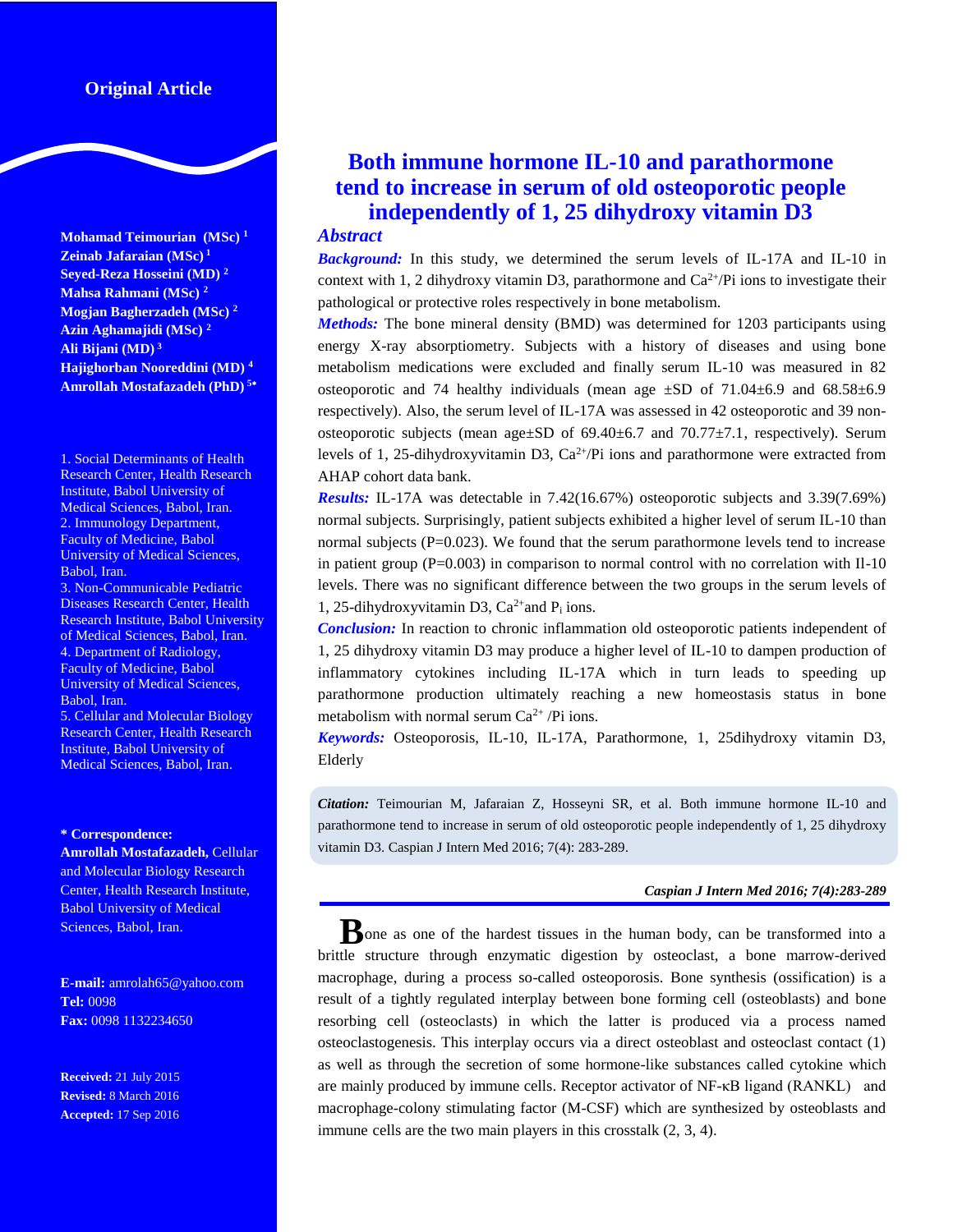Original Article

# Both immune hormone IL-10 and parathormone tend to increase in serum of old osteoporotic people independently of 1, 25 dihydroxy vitamin D3

**Mohamad Teimourian (MSc) [1]**
**Zeinab Jafaraian (MSc) [1]**
**Seyed-Reza Hosseini (MD) [2]**
**Mahsa Rahmani (MSc) [2]**
**Mogjan Bagherzadeh (MSc) [2]**
**Azin Aghamajidi (MSc) [2]**
**Ali Bijani (MD) [3]**
**Hajighorban Nooreddini (MD) [4]**
**Amrollah Mostafazadeh (PhD) [5*]**

1. Social Determinants of Health Research Center, Health Research Institute, Babol University of Medical Sciences, Babol, Iran.
2. Immunology Department, Faculty of Medicine, Babol University of Medical Sciences, Babol, Iran.
3. Non-Communicable Pediatric Diseases Research Center, Health Research Institute, Babol University of Medical Sciences, Babol, Iran.
4. Department of Radiology, Faculty of Medicine, Babol University of Medical Sciences, Babol, Iran.
5. Cellular and Molecular Biology Research Center, Health Research Institute, Babol University of Medical Sciences, Babol, Iran.

**\* Correspondence:**
**Amrollah Mostafazadeh,** Cellular and Molecular Biology Research Center, Health Research Institute, Babol University of Medical Sciences, Babol, Iran.

**E-mail:** amrolah65@yahoo.com
**Tel:** 0098
**Fax:** 0098 1132234650

**Received:** 21 July 2015
**Revised:** 8 March 2016
**Accepted:** 17 Sep 2016

## Abstract

***Background:*** In this study, we determined the serum levels of IL-17A and IL-10 in context with 1, 2 dihydroxy vitamin D3, parathormone and $Ca^{2+}$/Pi ions to investigate their pathological or protective roles respectively in bone metabolism.

***Methods:*** The bone mineral density (BMD) was determined for 1203 participants using energy X-ray absorptiometry. Subjects with a history of diseases and using bone metabolism medications were excluded and finally serum IL-10 was measured in 82 osteoporotic and 74 healthy individuals (mean age ±SD of 71.04±6.9 and 68.58±6.9 respectively). Also, the serum level of IL-17A was assessed in 42 osteoporotic and 39 non-osteoporotic subjects (mean age±SD of 69.40±6.7 and 70.77±7.1, respectively). Serum levels of 1, 25-dihydroxyvitamin D3, $Ca^{2+}$/Pi ions and parathormone were extracted from AHAP cohort data bank.

***Results:*** IL-17A was detectable in 7.42(16.67%) osteoporotic subjects and 3.39(7.69%) normal subjects. Surprisingly, patient subjects exhibited a higher level of serum IL-10 than normal subjects (P=0.023). We found that the serum parathormone levels tend to increase in patient group (P=0.003) in comparison to normal control with no correlation with Il-10 levels. There was no significant difference between the two groups in the serum levels of 1, 25-dihydroxyvitamin D3, $Ca^{2+}$and $P_i$ ions.

***Conclusion:*** In reaction to chronic inflammation old osteoporotic patients independent of 1, 25 dihydroxy vitamin D3 may produce a higher level of IL-10 to dampen production of inflammatory cytokines including IL-17A which in turn leads to speeding up parathormone production ultimately reaching a new homeostasis status in bone metabolism with normal serum $Ca^{2+}$ /Pi ions.

***Keywords:*** Osteoporosis, IL-10, IL-17A, Parathormone, 1, 25dihydroxy vitamin D3, Elderly

***Citation:*** Teimourian M, Jafaraian Z, Hosseyni SR, et al. Both immune hormone IL-10 and parathormone tend to increase in serum of old osteoporotic people independently of 1, 25 dihydroxy vitamin D3. Caspian J Intern Med 2016; 7(4): 283-289.

Bone as one of the hardest tissues in the human body, can be transformed into a brittle structure through enzymatic digestion by osteoclast, a bone marrow-derived macrophage, during a process so-called osteoporosis. Bone synthesis (ossification) is a result of a tightly regulated interplay between bone forming cell (osteoblasts) and bone resorbing cell (osteoclasts) in which the latter is produced via a process named osteoclastogenesis. This interplay occurs via a direct osteoblast and osteoclast contact (1) as well as through the secretion of some hormone-like substances called cytokine which are mainly produced by immune cells. Receptor activator of NF-κB ligand (RANKL) and macrophage-colony stimulating factor (M-CSF) which are synthesized by osteoblasts and immune cells are the two main players in this crosstalk (2, 3, 4).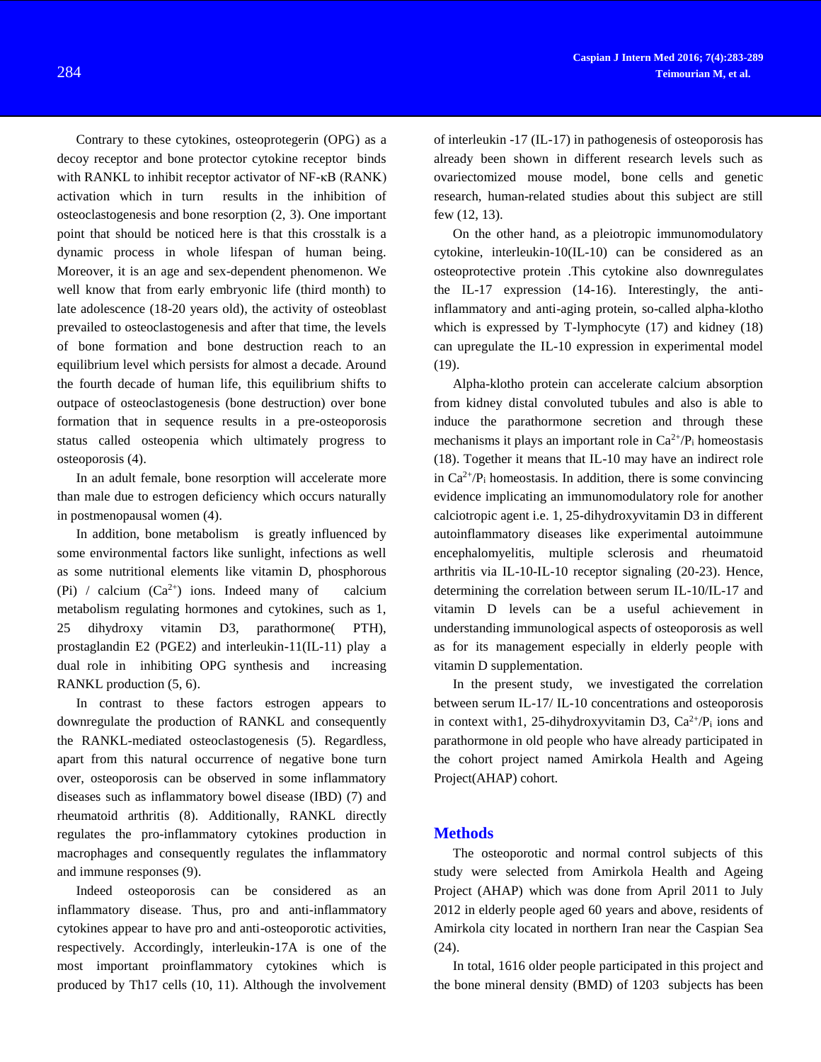Contrary to these cytokines, osteoprotegerin (OPG) as a decoy receptor and bone protector cytokine receptor binds with RANKL to inhibit receptor activator of NF-κB (RANK) activation which in turn results in the inhibition of osteoclastogenesis and bone resorption (2, 3). One important point that should be noticed here is that this crosstalk is a dynamic process in whole lifespan of human being. Moreover, it is an age and sex-dependent phenomenon. We well know that from early embryonic life (third month) to late adolescence (18-20 years old), the activity of osteoblast prevailed to osteoclastogenesis and after that time, the levels of bone formation and bone destruction reach to an equilibrium level which persists for almost a decade. Around the fourth decade of human life, this equilibrium shifts to outpace of osteoclastogenesis (bone destruction) over bone formation that in sequence results in a pre-osteoporosis status called osteopenia which ultimately progress to osteoporosis (4).

In an adult female, bone resorption will accelerate more than male due to estrogen deficiency which occurs naturally in postmenopausal women (4).

In addition, bone metabolism is greatly influenced by some environmental factors like sunlight, infections as well as some nutritional elements like vitamin D, phosphorous (Pi) / calcium ($Ca^{2+}$) ions. Indeed many of calcium metabolism regulating hormones and cytokines, such as 1, 25 dihydroxy vitamin D3, parathormone( PTH), prostaglandin E2 (PGE2) and interleukin-11(IL-11) play a dual role in inhibiting OPG synthesis and increasing RANKL production (5, 6).

In contrast to these factors estrogen appears to downregulate the production of RANKL and consequently the RANKL-mediated osteoclastogenesis (5). Regardless, apart from this natural occurrence of negative bone turn over, osteoporosis can be observed in some inflammatory diseases such as inflammatory bowel disease (IBD) (7) and rheumatoid arthritis (8). Additionally, RANKL directly regulates the pro-inflammatory cytokines production in macrophages and consequently regulates the inflammatory and immune responses (9).

Indeed osteoporosis can be considered as an inflammatory disease. Thus, pro and anti-inflammatory cytokines appear to have pro and anti-osteoporotic activities, respectively. Accordingly, interleukin-17A is one of the most important proinflammatory cytokines which is produced by Th17 cells (10, 11). Although the involvement of interleukin -17 (IL-17) in pathogenesis of osteoporosis has already been shown in different research levels such as ovariectomized mouse model, bone cells and genetic research, human-related studies about this subject are still few (12, 13).

On the other hand, as a pleiotropic immunomodulatory cytokine, interleukin-10(IL-10) can be considered as an osteoprotective protein .This cytokine also downregulates the IL-17 expression (14-16). Interestingly, the anti-inflammatory and anti-aging protein, so-called alpha-klotho which is expressed by T-lymphocyte (17) and kidney (18) can upregulate the IL-10 expression in experimental model (19).

Alpha-klotho protein can accelerate calcium absorption from kidney distal convoluted tubules and also is able to induce the parathormone secretion and through these mechanisms it plays an important role in $Ca^{2+}/P_i$ homeostasis (18). Together it means that IL-10 may have an indirect role in $Ca^{2+}/P_i$ homeostasis. In addition, there is some convincing evidence implicating an immunomodulatory role for another calciotropic agent i.e. 1, 25-dihydroxyvitamin D3 in different autoinflammatory diseases like experimental autoimmune encephalomyelitis, multiple sclerosis and rheumatoid arthritis via IL-10-IL-10 receptor signaling (20-23). Hence, determining the correlation between serum IL-10/IL-17 and vitamin D levels can be a useful achievement in understanding immunological aspects of osteoporosis as well as for its management especially in elderly people with vitamin D supplementation.

In the present study, we investigated the correlation between serum IL-17/ IL-10 concentrations and osteoporosis in context with1, 25-dihydroxyvitamin D3, $Ca^{2+}/P_i$ ions and parathormone in old people who have already participated in the cohort project named Amirkola Health and Ageing Project(AHAP) cohort.

## Methods

The osteoporotic and normal control subjects of this study were selected from Amirkola Health and Ageing Project (AHAP) which was done from April 2011 to July 2012 in elderly people aged 60 years and above, residents of Amirkola city located in northern Iran near the Caspian Sea (24).

In total, 1616 older people participated in this project and the bone mineral density (BMD) of 1203 subjects has been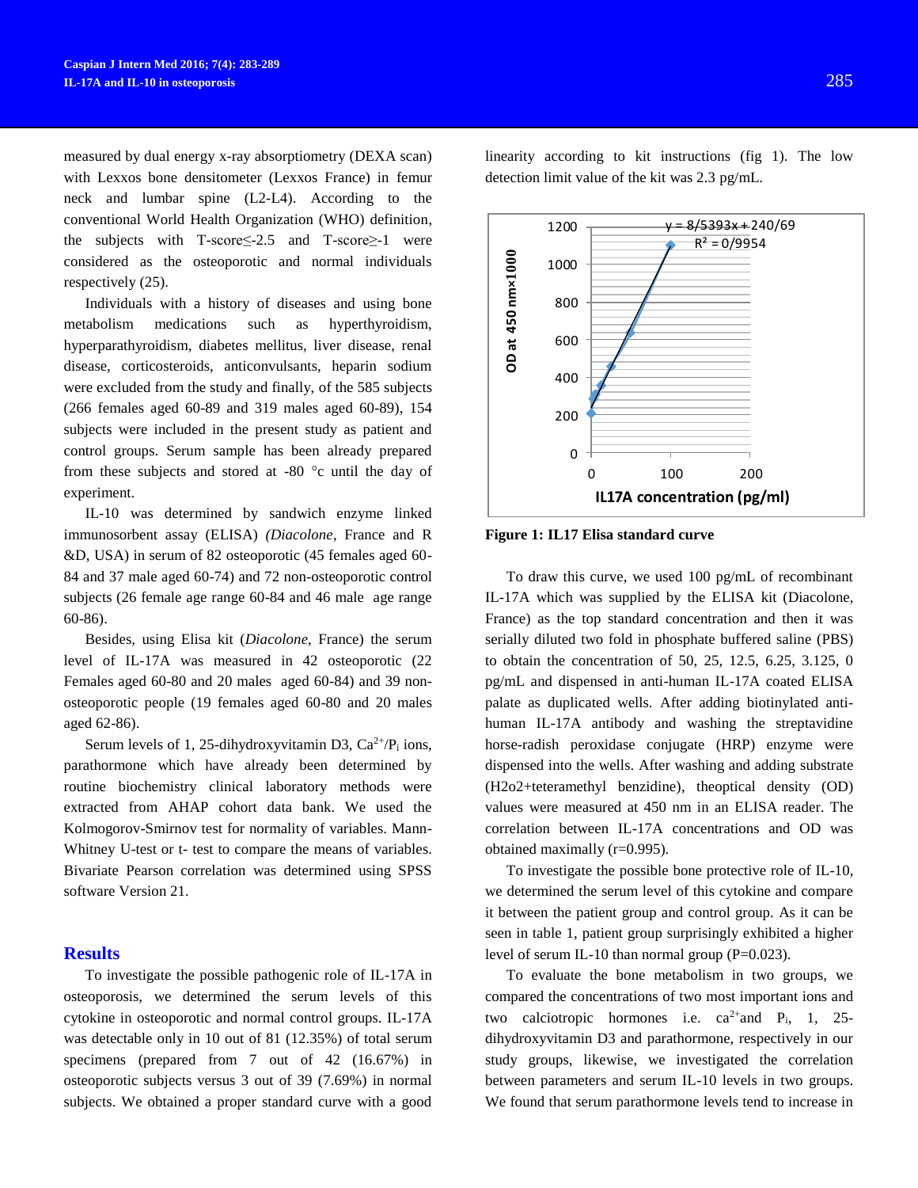measured by dual energy x-ray absorptiometry (DEXA scan) with Lexxos bone densitometer (Lexxos France) in femur neck and lumbar spine (L2-L4). According to the conventional World Health Organization (WHO) definition, the subjects with T-score≤-2.5 and T-score≥-1 were considered as the osteoporotic and normal individuals respectively (25).

Individuals with a history of diseases and using bone metabolism medications such as hyperthyroidism, hyperparathyroidism, diabetes mellitus, liver disease, renal disease, corticosteroids, anticonvulsants, heparin sodium were excluded from the study and finally, of the 585 subjects (266 females aged 60-89 and 319 males aged 60-89), 154 subjects were included in the present study as patient and control groups. Serum sample has been already prepared from these subjects and stored at -80 °c until the day of experiment.

IL-10 was determined by sandwich enzyme linked immunosorbent assay (ELISA) *(Diacolone*, France and R &D, USA) in serum of 82 osteoporotic (45 females aged 60-84 and 37 male aged 60-74) and 72 non-osteoporotic control subjects (26 female age range 60-84 and 46 male age range 60-86).

Besides, using Elisa kit (*Diacolone*, France) the serum level of IL-17A was measured in 42 osteoporotic (22 Females aged 60-80 and 20 males aged 60-84) and 39 non-osteoporotic people (19 females aged 60-80 and 20 males aged 62-86).

Serum levels of 1, 25-dihydroxyvitamin D3, $Ca^{2+}/P_i$ ions, parathormone which have already been determined by routine biochemistry clinical laboratory methods were extracted from AHAP cohort data bank. We used the Kolmogorov-Smirnov test for normality of variables. Mann-Whitney U-test or t- test to compare the means of variables. Bivariate Pearson correlation was determined using SPSS software Version 21.

## Results

To investigate the possible pathogenic role of IL-17A in osteoporosis, we determined the serum levels of this cytokine in osteoporotic and normal control groups. IL-17A was detectable only in 10 out of 81 (12.35%) of total serum specimens (prepared from 7 out of 42 (16.67%) in osteoporotic subjects versus 3 out of 39 (7.69%) in normal subjects. We obtained a proper standard curve with a good linearity according to kit instructions (fig 1). The low detection limit value of the kit was 2.3 pg/mL.

**Figure 1: IL17 Elisa standard curve**

To draw this curve, we used 100 pg/mL of recombinant IL-17A which was supplied by the ELISA kit (Diacolone, France) as the top standard concentration and then it was serially diluted two fold in phosphate buffered saline (PBS) to obtain the concentration of 50, 25, 12.5, 6.25, 3.125, 0 pg/mL and dispensed in anti-human IL-17A coated ELISA palate as duplicated wells. After adding biotinylated anti-human IL-17A antibody and washing the streptavidine horse-radish peroxidase conjugate (HRP) enzyme were dispensed into the wells. After washing and adding substrate (H2o2+teteramethyl benzidine), theoptical density (OD) values were measured at 450 nm in an ELISA reader. The correlation between IL-17A concentrations and OD was obtained maximally (r=0.995).

To investigate the possible bone protective role of IL-10, we determined the serum level of this cytokine and compare it between the patient group and control group. As it can be seen in table 1, patient group surprisingly exhibited a higher level of serum IL-10 than normal group (P=0.023).

To evaluate the bone metabolism in two groups, we compared the concentrations of two most important ions and two calciotropic hormones i.e. $ca^{2+}$and $P_i$, 1, 25-dihydroxyvitamin D3 and parathormone, respectively in our study groups, likewise, we investigated the correlation between parameters and serum IL-10 levels in two groups. We found that serum parathormone levels tend to increase in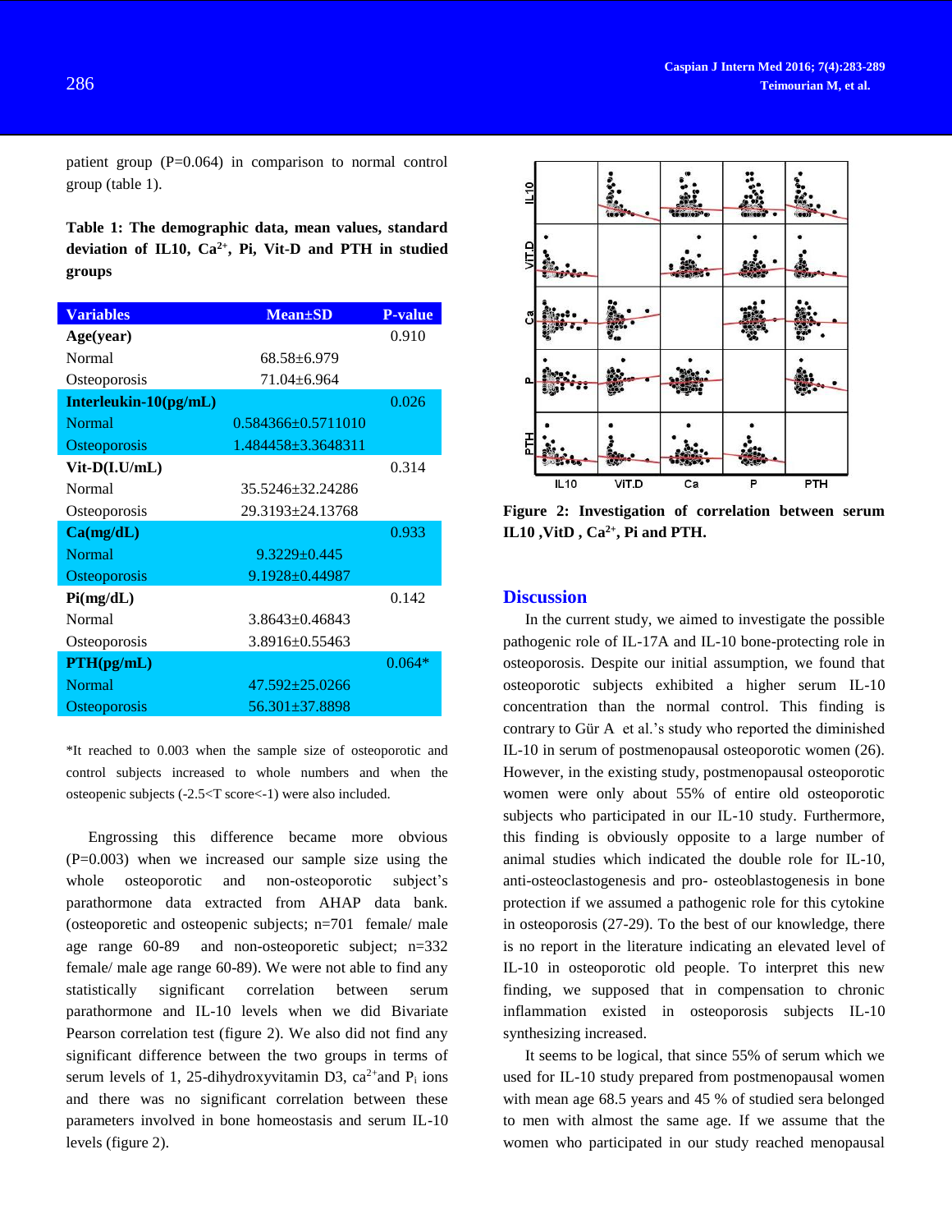patient group (P=0.064) in comparison to normal control group (table 1).

**Table 1: The demographic data, mean values, standard deviation of IL10, $Ca^{2+}$, Pi, Vit-D and PTH in studied groups**

| Variables | Mean±SD | P-value |
|---|---|---|
| **Age(year)** | | 0.910 |
| Normal | 68.58±6.979 | |
| Osteoporosis | 71.04±6.964 | |
| **Interleukin-10(pg/mL)** | | 0.026 |
| Normal | 0.584366±0.5711010 | |
| Osteoporosis | 1.484458±3.3648311 | |
| **Vit-D(I.U/mL)** | | 0.314 |
| Normal | 35.5246±32.24286 | |
| Osteoporosis | 29.3193±24.13768 | |
| **Ca(mg/dL)** | | 0.933 |
| Normal | 9.3229±0.445 | |
| Osteoporosis | 9.1928±0.44987 | |
| **Pi(mg/dL)** | | 0.142 |
| Normal | 3.8643±0.46843 | |
| Osteoporosis | 3.8916±0.55463 | |
| **PTH(pg/mL)** | | 0.064* |
| Normal | 47.592±25.0266 | |
| Osteoporosis | 56.301±37.8898 | |

*It reached to 0.003 when the sample size of osteoporotic and control subjects increased to whole numbers and when the osteopenic subjects (-2.5<T score<-1) were also included.

Engrossing this difference became more obvious (P=0.003) when we increased our sample size using the whole osteoporotic and non-osteoporotic subject's parathormone data extracted from AHAP data bank. (osteoporetic and osteopenic subjects; n=701 female/ male age range 60-89 and non-osteoporetic subject; n=332 female/ male age range 60-89). We were not able to find any statistically significant correlation between serum parathormone and IL-10 levels when we did Bivariate Pearson correlation test (figure 2). We also did not find any significant difference between the two groups in terms of serum levels of 1, 25-dihydroxyvitamin D3, $ca^{2+}$and $P_i$ ions and there was no significant correlation between these parameters involved in bone homeostasis and serum IL-10 levels (figure 2).

**Figure 2: Investigation of correlation between serum IL10 ,VitD , $Ca^{2+}$, Pi and PTH.**

## Discussion

In the current study, we aimed to investigate the possible pathogenic role of IL-17A and IL-10 bone-protecting role in osteoporosis. Despite our initial assumption, we found that osteoporotic subjects exhibited a higher serum IL-10 concentration than the normal control. This finding is contrary to Gür A et al.'s study who reported the diminished IL-10 in serum of postmenopausal osteoporotic women (26). However, in the existing study, postmenopausal osteoporotic women were only about 55% of entire old osteoporotic subjects who participated in our IL-10 study. Furthermore, this finding is obviously opposite to a large number of animal studies which indicated the double role for IL-10, anti-osteoclastogenesis and pro- osteoblastogenesis in bone protection if we assumed a pathogenic role for this cytokine in osteoporosis (27-29). To the best of our knowledge, there is no report in the literature indicating an elevated level of IL-10 in osteoporotic old people. To interpret this new finding, we supposed that in compensation to chronic inflammation existed in osteoporosis subjects IL-10 synthesizing increased.

It seems to be logical, that since 55% of serum which we used for IL-10 study prepared from postmenopausal women with mean age 68.5 years and 45 % of studied sera belonged to men with almost the same age. If we assume that the women who participated in our study reached menopausal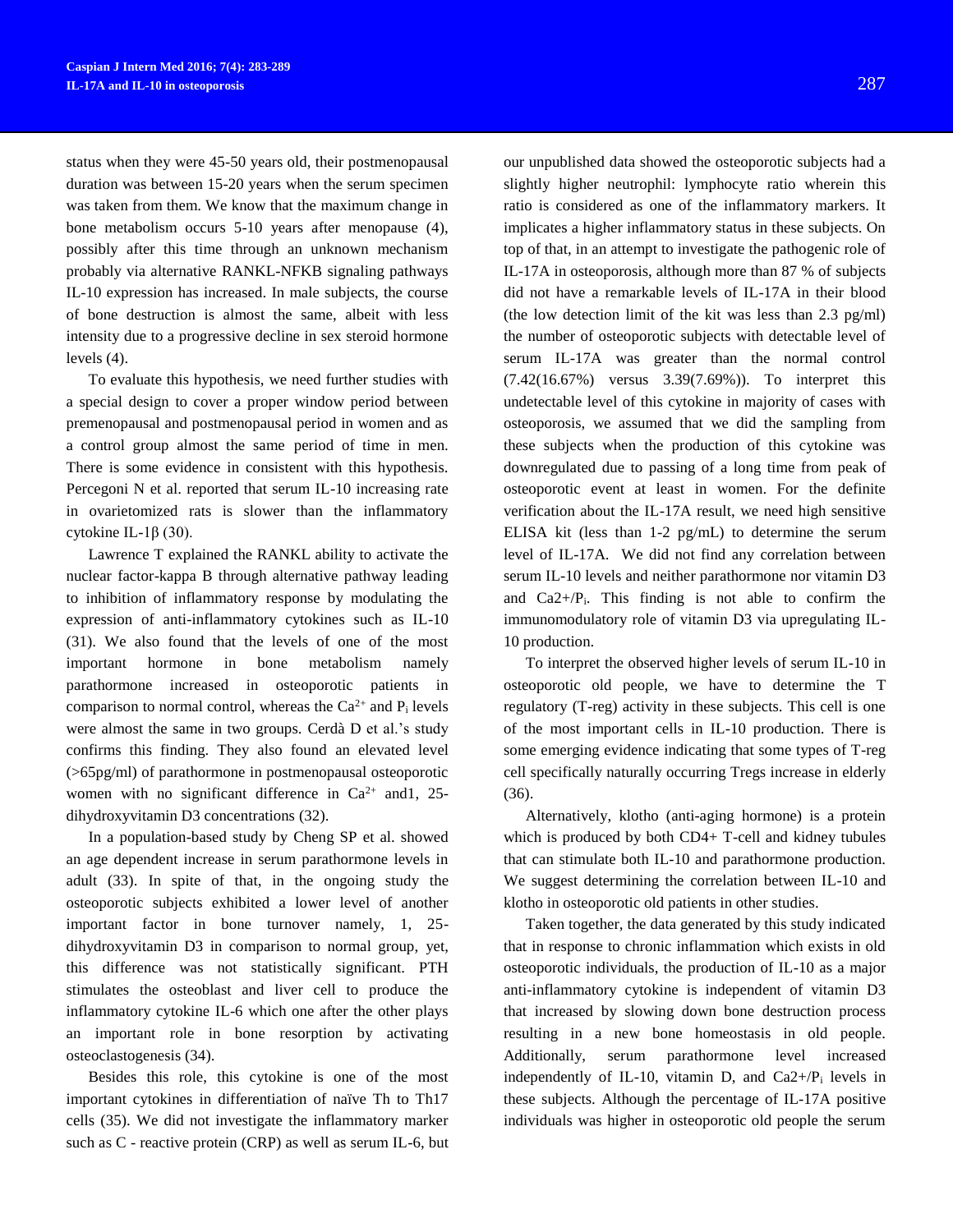status when they were 45-50 years old, their postmenopausal duration was between 15-20 years when the serum specimen was taken from them. We know that the maximum change in bone metabolism occurs 5-10 years after menopause (4), possibly after this time through an unknown mechanism probably via alternative RANKL-NFKB signaling pathways IL-10 expression has increased. In male subjects, the course of bone destruction is almost the same, albeit with less intensity due to a progressive decline in sex steroid hormone levels (4).

To evaluate this hypothesis, we need further studies with a special design to cover a proper window period between premenopausal and postmenopausal period in women and as a control group almost the same period of time in men. There is some evidence in consistent with this hypothesis. Percegoni N et al. reported that serum IL-10 increasing rate in ovarietomized rats is slower than the inflammatory cytokine IL-1β (30).

Lawrence T explained the RANKL ability to activate the nuclear factor-kappa B through alternative pathway leading to inhibition of inflammatory response by modulating the expression of anti-inflammatory cytokines such as IL-10 (31). We also found that the levels of one of the most important hormone in bone metabolism namely parathormone increased in osteoporotic patients in comparison to normal control, whereas the $Ca^{2+}$ and $P_i$ levels were almost the same in two groups. Cerdà D et al.'s study confirms this finding. They also found an elevated level (>65pg/ml) of parathormone in postmenopausal osteoporotic women with no significant difference in $Ca^{2+}$ and1, 25-dihydroxyvitamin D3 concentrations (32).

In a population-based study by Cheng SP et al. showed an age dependent increase in serum parathormone levels in adult (33). In spite of that, in the ongoing study the osteoporotic subjects exhibited a lower level of another important factor in bone turnover namely, 1, 25-dihydroxyvitamin D3 in comparison to normal group, yet, this difference was not statistically significant. PTH stimulates the osteoblast and liver cell to produce the inflammatory cytokine IL-6 which one after the other plays an important role in bone resorption by activating osteoclastogenesis (34).

Besides this role, this cytokine is one of the most important cytokines in differentiation of naïve Th to Th17 cells (35). We did not investigate the inflammatory marker such as C - reactive protein (CRP) as well as serum IL-6, but our unpublished data showed the osteoporotic subjects had a slightly higher neutrophil: lymphocyte ratio wherein this ratio is considered as one of the inflammatory markers. It implicates a higher inflammatory status in these subjects. On top of that, in an attempt to investigate the pathogenic role of IL-17A in osteoporosis, although more than 87 % of subjects did not have a remarkable levels of IL-17A in their blood (the low detection limit of the kit was less than 2.3 pg/ml) the number of osteoporotic subjects with detectable level of serum IL-17A was greater than the normal control (7.42(16.67%) versus 3.39(7.69%)). To interpret this undetectable level of this cytokine in majority of cases with osteoporosis, we assumed that we did the sampling from these subjects when the production of this cytokine was downregulated due to passing of a long time from peak of osteoporotic event at least in women. For the definite verification about the IL-17A result, we need high sensitive ELISA kit (less than 1-2 pg/mL) to determine the serum level of IL-17A. We did not find any correlation between serum IL-10 levels and neither parathormone nor vitamin D3 and $Ca2+/P_i$. This finding is not able to confirm the immunomodulatory role of vitamin D3 via upregulating IL-10 production.

To interpret the observed higher levels of serum IL-10 in osteoporotic old people, we have to determine the T regulatory (T-reg) activity in these subjects. This cell is one of the most important cells in IL-10 production. There is some emerging evidence indicating that some types of T-reg cell specifically naturally occurring Tregs increase in elderly (36).

Alternatively, klotho (anti-aging hormone) is a protein which is produced by both CD4+ T-cell and kidney tubules that can stimulate both IL-10 and parathormone production. We suggest determining the correlation between IL-10 and klotho in osteoporotic old patients in other studies.

Taken together, the data generated by this study indicated that in response to chronic inflammation which exists in old osteoporotic individuals, the production of IL-10 as a major anti-inflammatory cytokine is independent of vitamin D3 that increased by slowing down bone destruction process resulting in a new bone homeostasis in old people. Additionally, serum parathormone level increased independently of IL-10, vitamin D, and $Ca2+/P_i$ levels in these subjects. Although the percentage of IL-17A positive individuals was higher in osteoporotic old people the serum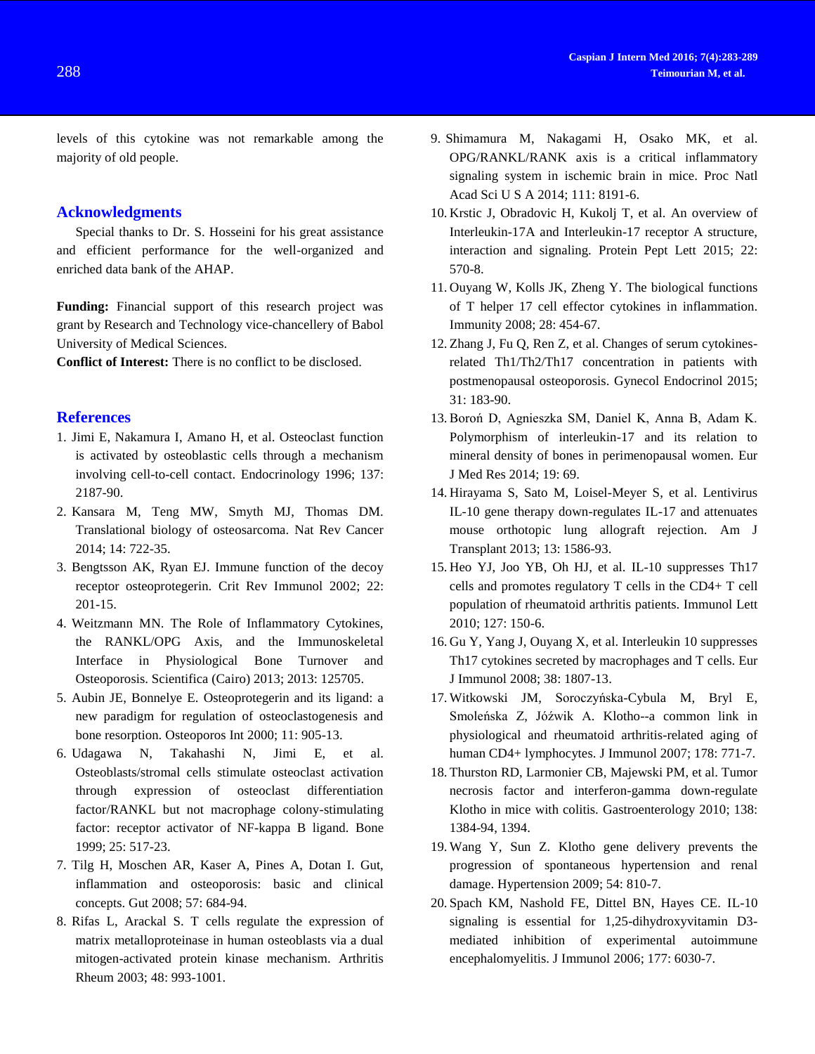levels of this cytokine was not remarkable among the majority of old people.

## Acknowledgments

Special thanks to Dr. S. Hosseini for his great assistance and efficient performance for the well-organized and enriched data bank of the AHAP.

**Funding:** Financial support of this research project was grant by Research and Technology vice-chancellery of Babol University of Medical Sciences.

**Conflict of Interest:** There is no conflict to be disclosed.

## References

1. Jimi E, Nakamura I, Amano H, et al. Osteoclast function is activated by osteoblastic cells through a mechanism involving cell-to-cell contact. Endocrinology 1996; 137: 2187-90.
2. Kansara M, Teng MW, Smyth MJ, Thomas DM. Translational biology of osteosarcoma. Nat Rev Cancer 2014; 14: 722-35.
3. Bengtsson AK, Ryan EJ. Immune function of the decoy receptor osteoprotegerin. Crit Rev Immunol 2002; 22: 201-15.
4. Weitzmann MN. The Role of Inflammatory Cytokines, the RANKL/OPG Axis, and the Immunoskeletal Interface in Physiological Bone Turnover and Osteoporosis. Scientifica (Cairo) 2013; 2013: 125705.
5. Aubin JE, Bonnelye E. Osteoprotegerin and its ligand: a new paradigm for regulation of osteoclastogenesis and bone resorption. Osteoporos Int 2000; 11: 905-13.
6. Udagawa N, Takahashi N, Jimi E, et al. Osteoblasts/stromal cells stimulate osteoclast activation through expression of osteoclast differentiation factor/RANKL but not macrophage colony-stimulating factor: receptor activator of NF-kappa B ligand. Bone 1999; 25: 517-23.
7. Tilg H, Moschen AR, Kaser A, Pines A, Dotan I. Gut, inflammation and osteoporosis: basic and clinical concepts. Gut 2008; 57: 684-94.
8. Rifas L, Arackal S. T cells regulate the expression of matrix metalloproteinase in human osteoblasts via a dual mitogen-activated protein kinase mechanism. Arthritis Rheum 2003; 48: 993-1001.
9. Shimamura M, Nakagami H, Osako MK, et al. OPG/RANKL/RANK axis is a critical inflammatory signaling system in ischemic brain in mice. Proc Natl Acad Sci U S A 2014; 111: 8191-6.
10. Krstic J, Obradovic H, Kukolj T, et al. An overview of Interleukin-17A and Interleukin-17 receptor A structure, interaction and signaling. Protein Pept Lett 2015; 22: 570-8.
11. Ouyang W, Kolls JK, Zheng Y. The biological functions of T helper 17 cell effector cytokines in inflammation. Immunity 2008; 28: 454-67.
12. Zhang J, Fu Q, Ren Z, et al. Changes of serum cytokines-related Th1/Th2/Th17 concentration in patients with postmenopausal osteoporosis. Gynecol Endocrinol 2015; 31: 183-90.
13. Boroń D, Agnieszka SM, Daniel K, Anna B, Adam K. Polymorphism of interleukin-17 and its relation to mineral density of bones in perimenopausal women. Eur J Med Res 2014; 19: 69.
14. Hirayama S, Sato M, Loisel-Meyer S, et al. Lentivirus IL-10 gene therapy down-regulates IL-17 and attenuates mouse orthotopic lung allograft rejection. Am J Transplant 2013; 13: 1586-93.
15. Heo YJ, Joo YB, Oh HJ, et al. IL-10 suppresses Th17 cells and promotes regulatory T cells in the CD4+ T cell population of rheumatoid arthritis patients. Immunol Lett 2010; 127: 150-6.
16. Gu Y, Yang J, Ouyang X, et al. Interleukin 10 suppresses Th17 cytokines secreted by macrophages and T cells. Eur J Immunol 2008; 38: 1807-13.
17. Witkowski JM, Soroczyńska-Cybula M, Bryl E, Smoleńska Z, Jóźwik A. Klotho--a common link in physiological and rheumatoid arthritis-related aging of human CD4+ lymphocytes. J Immunol 2007; 178: 771-7.
18. Thurston RD, Larmonier CB, Majewski PM, et al. Tumor necrosis factor and interferon-gamma down-regulate Klotho in mice with colitis. Gastroenterology 2010; 138: 1384-94, 1394.
19. Wang Y, Sun Z. Klotho gene delivery prevents the progression of spontaneous hypertension and renal damage. Hypertension 2009; 54: 810-7.
20. Spach KM, Nashold FE, Dittel BN, Hayes CE. IL-10 signaling is essential for 1,25-dihydroxyvitamin D3-mediated inhibition of experimental autoimmune encephalomyelitis. J Immunol 2006; 177: 6030-7.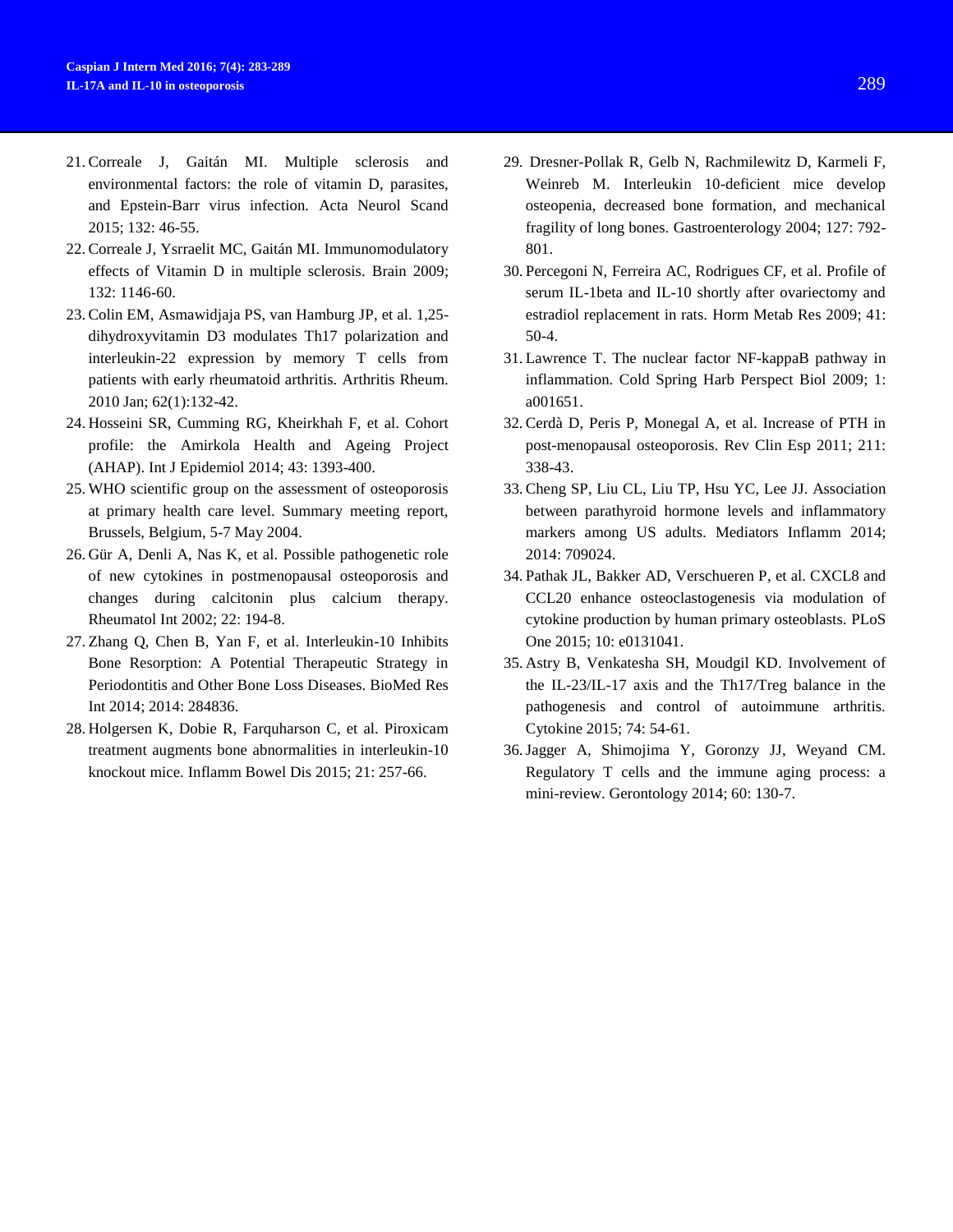21. Correale J, Gaitán MI. Multiple sclerosis and environmental factors: the role of vitamin D, parasites, and Epstein-Barr virus infection. Acta Neurol Scand 2015; 132: 46-55.
22. Correale J, Ysrraelit MC, Gaitán MI. Immunomodulatory effects of Vitamin D in multiple sclerosis. Brain 2009; 132: 1146-60.
23. Colin EM, Asmawidjaja PS, van Hamburg JP, et al. 1,25-dihydroxyvitamin D3 modulates Th17 polarization and interleukin-22 expression by memory T cells from patients with early rheumatoid arthritis. Arthritis Rheum. 2010 Jan; 62(1):132-42.
24. Hosseini SR, Cumming RG, Kheirkhah F, et al. Cohort profile: the Amirkola Health and Ageing Project (AHAP). Int J Epidemiol 2014; 43: 1393-400.
25. WHO scientific group on the assessment of osteoporosis at primary health care level. Summary meeting report, Brussels, Belgium, 5-7 May 2004.
26. Gür A, Denli A, Nas K, et al. Possible pathogenetic role of new cytokines in postmenopausal osteoporosis and changes during calcitonin plus calcium therapy. Rheumatol Int 2002; 22: 194-8.
27. Zhang Q, Chen B, Yan F, et al. Interleukin-10 Inhibits Bone Resorption: A Potential Therapeutic Strategy in Periodontitis and Other Bone Loss Diseases. BioMed Res Int 2014; 2014: 284836.
28. Holgersen K, Dobie R, Farquharson C, et al. Piroxicam treatment augments bone abnormalities in interleukin-10 knockout mice. Inflamm Bowel Dis 2015; 21: 257-66.
29. Dresner-Pollak R, Gelb N, Rachmilewitz D, Karmeli F, Weinreb M. Interleukin 10-deficient mice develop osteopenia, decreased bone formation, and mechanical fragility of long bones. Gastroenterology 2004; 127: 792-801.
30. Percegoni N, Ferreira AC, Rodrigues CF, et al. Profile of serum IL-1beta and IL-10 shortly after ovariectomy and estradiol replacement in rats. Horm Metab Res 2009; 41: 50-4.
31. Lawrence T. The nuclear factor NF-kappaB pathway in inflammation. Cold Spring Harb Perspect Biol 2009; 1: a001651.
32. Cerdà D, Peris P, Monegal A, et al. Increase of PTH in post-menopausal osteoporosis. Rev Clin Esp 2011; 211: 338-43.
33. Cheng SP, Liu CL, Liu TP, Hsu YC, Lee JJ. Association between parathyroid hormone levels and inflammatory markers among US adults. Mediators Inflamm 2014; 2014: 709024.
34. Pathak JL, Bakker AD, Verschueren P, et al. CXCL8 and CCL20 enhance osteoclastogenesis via modulation of cytokine production by human primary osteoblasts. PLoS One 2015; 10: e0131041.
35. Astry B, Venkatesha SH, Moudgil KD. Involvement of the IL-23/IL-17 axis and the Th17/Treg balance in the pathogenesis and control of autoimmune arthritis. Cytokine 2015; 74: 54-61.
36. Jagger A, Shimojima Y, Goronzy JJ, Weyand CM. Regulatory T cells and the immune aging process: a mini-review. Gerontology 2014; 60: 130-7.